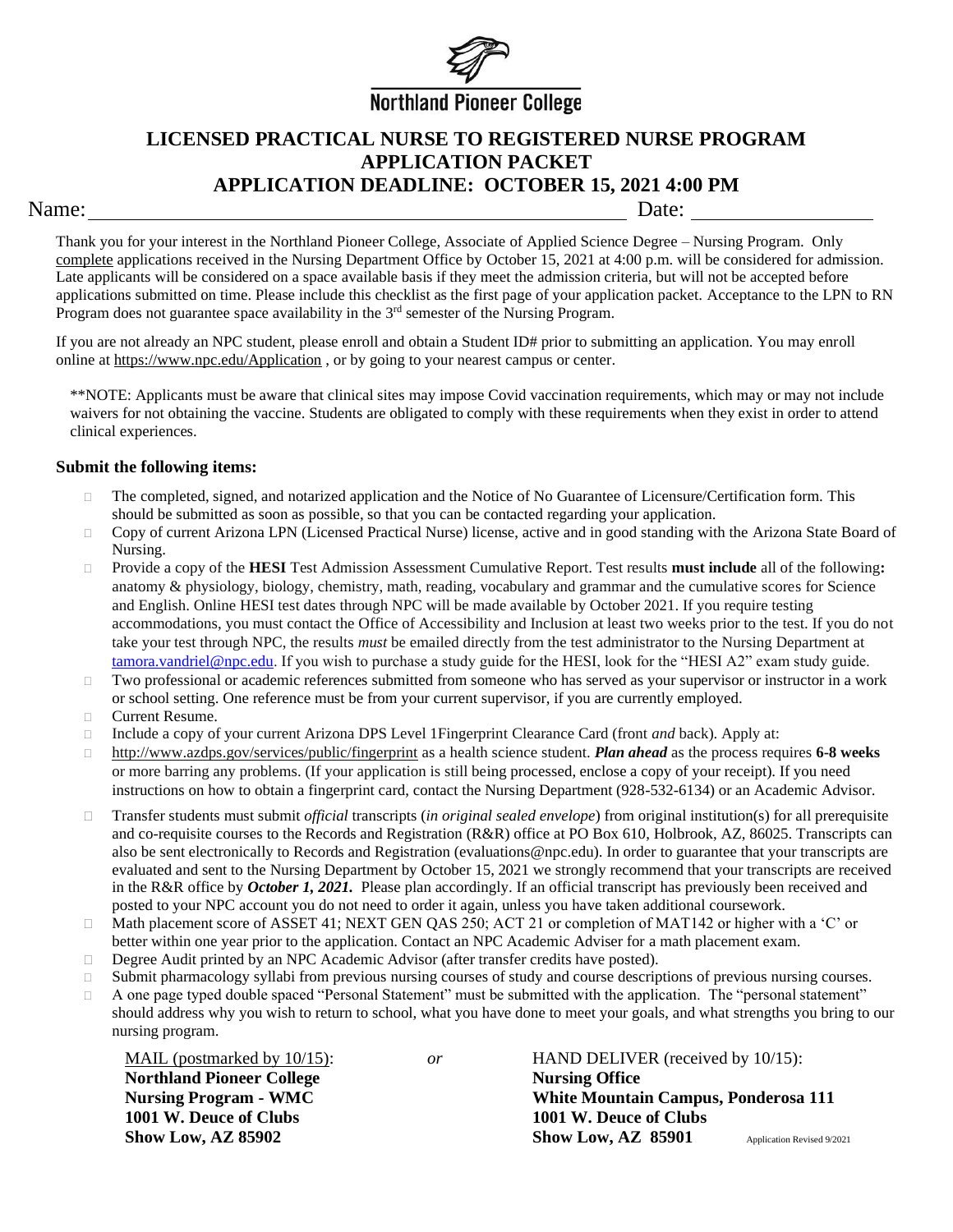Northland Pioneer College

# LICENSED PRACTICAL NURSE TO REGISTERED NURSE PROGRAM APPLICATION PACKET

## APPLICATION DEADLINE: OCTOBER 15, 2021 4:00 PM

Name: ______________________________ Date: ______________

Thank you for your interest in the Northland Pioneer College, Associate of Applied Science Degree – Nursing Program. Only complete applications received in the Nursing Department Office by October 15, 2021 at 4:00 p.m. will be considered for admission. Late applicants will be considered on a space available basis if they meet the admission criteria, but will not be accepted before applications submitted on time. Please include this checklist as the first page of your application packet. Acceptance to the LPN to RN Program does not guarantee space availability in the 3rd semester of the Nursing Program.

If you are not already an NPC student, please enroll and obtain a Student ID# prior to submitting an application. You may enroll online at https://www.npc.edu/Application , or by going to your nearest campus or center.

**NOTE: Applicants must be aware that clinical sites may impose Covid vaccination requirements, which may or may not include waivers for not obtaining the vaccine. Students are obligated to comply with these requirements when they exist in order to attend clinical experiences.

**Submit the following items:**

- ☐ The completed, signed, and notarized application and the Notice of No Guarantee of Licensure/Certification form. This should be submitted as soon as possible, so that you can be contacted regarding your application.
- ☐ Copy of current Arizona LPN (Licensed Practical Nurse) license, active and in good standing with the Arizona State Board of Nursing.
- ☐ Provide a copy of the **HESI** Test Admission Assessment Cumulative Report. Test results **must include** all of the following**:** anatomy & physiology, biology, chemistry, math, reading, vocabulary and grammar and the cumulative scores for Science and English. Online HESI test dates through NPC will be made available by October 2021. If you require testing accommodations, you must contact the Office of Accessibility and Inclusion at least two weeks prior to the test. If you do not take your test through NPC, the results *must* be emailed directly from the test administrator to the Nursing Department at tamora.vandriel@npc.edu. If you wish to purchase a study guide for the HESI, look for the "HESI A2" exam study guide.
- ☐ Two professional or academic references submitted from someone who has served as your supervisor or instructor in a work or school setting. One reference must be from your current supervisor, if you are currently employed.
- ☐ Current Resume.
- ☐ Include a copy of your current Arizona DPS Level 1Fingerprint Clearance Card (front *and* back). Apply at:
- ☐ http://www.azdps.gov/services/public/fingerprint as a health science student. ***Plan ahead*** as the process requires **6-8 weeks** or more barring any problems. (If your application is still being processed, enclose a copy of your receipt). If you need instructions on how to obtain a fingerprint card, contact the Nursing Department (928-532-6134) or an Academic Advisor.
- ☐ Transfer students must submit *official* transcripts (*in original sealed envelope*) from original institution(s) for all prerequisite and co-requisite courses to the Records and Registration (R&R) office at PO Box 610, Holbrook, AZ, 86025. Transcripts can also be sent electronically to Records and Registration (evaluations@npc.edu). In order to guarantee that your transcripts are evaluated and sent to the Nursing Department by October 15, 2021 we strongly recommend that your transcripts are received in the R&R office by ***October 1, 2021.*** Please plan accordingly. If an official transcript has previously been received and posted to your NPC account you do not need to order it again, unless you have taken additional coursework.
- ☐ Math placement score of ASSET 41; NEXT GEN QAS 250; ACT 21 or completion of MAT142 or higher with a 'C' or better within one year prior to the application. Contact an NPC Academic Adviser for a math placement exam.
- ☐ Degree Audit printed by an NPC Academic Advisor (after transfer credits have posted).
- ☐ Submit pharmacology syllabi from previous nursing courses of study and course descriptions of previous nursing courses.
- ☐ A one page typed double spaced "Personal Statement" must be submitted with the application. The "personal statement" should address why you wish to return to school, what you have done to meet your goals, and what strengths you bring to our nursing program.

MAIL (postmarked by 10/15):
**Northland Pioneer College**
**Nursing Program - WMC**
**1001 W. Deuce of Clubs**
**Show Low, AZ 85902**

*or*

HAND DELIVER (received by 10/15):
**Nursing Office**
**White Mountain Campus, Ponderosa 111**
**1001 W. Deuce of Clubs**
**Show Low, AZ 85901**

Application Revised 9/2021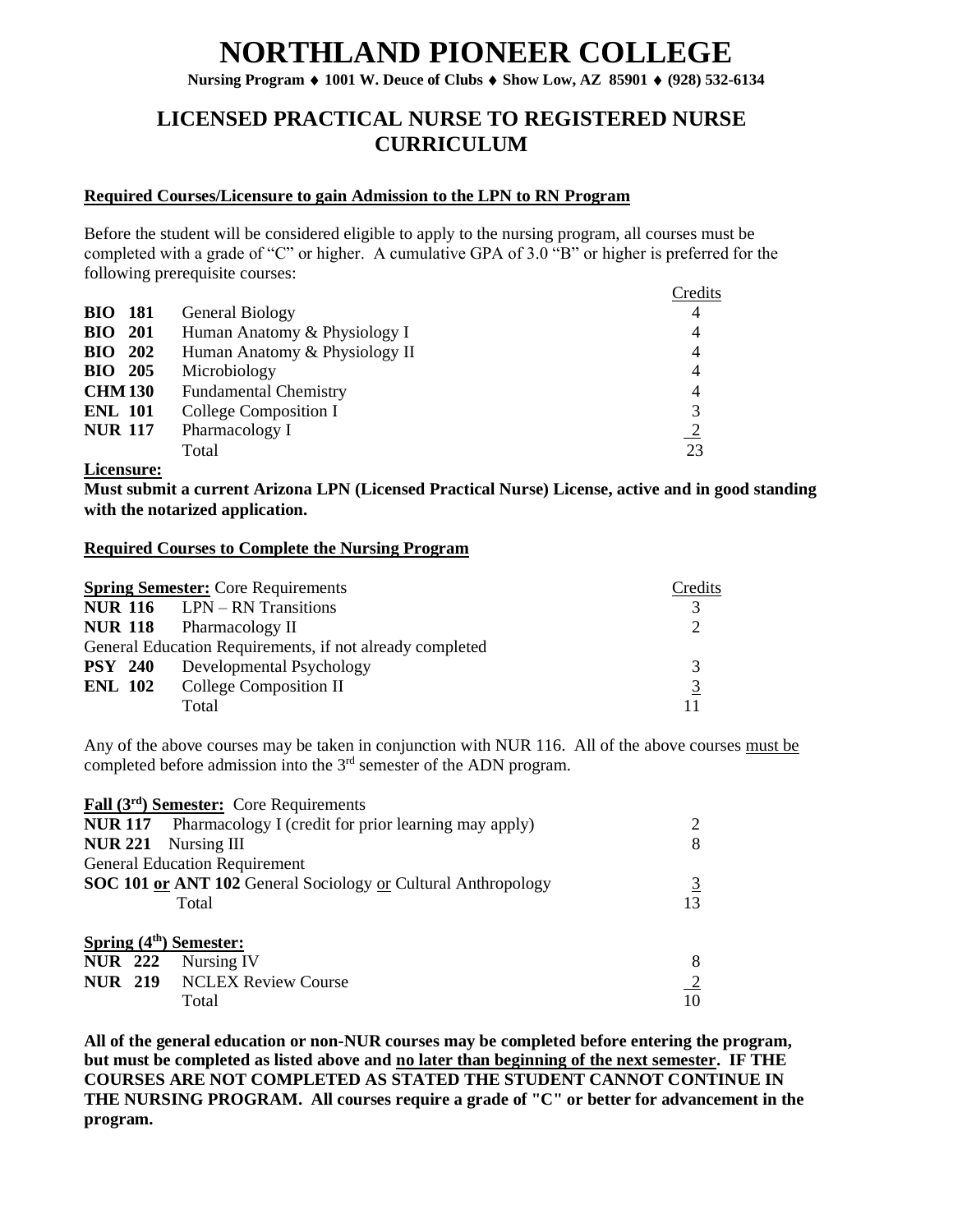# NORTHLAND PIONEER COLLEGE

**Nursing Program ♦ 1001 W. Deuce of Clubs ♦ Show Low, AZ 85901 ♦ (928) 532-6134**

## LICENSED PRACTICAL NURSE TO REGISTERED NURSE CURRICULUM

### Required Courses/Licensure to gain Admission to the LPN to RN Program

Before the student will be considered eligible to apply to the nursing program, all courses must be completed with a grade of "C" or higher. A cumulative GPA of 3.0 "B" or higher is preferred for the following prerequisite courses:

| | | Credits |
|---|---|---|
| **BIO 181** | General Biology | 4 |
| **BIO 201** | Human Anatomy & Physiology I | 4 |
| **BIO 202** | Human Anatomy & Physiology II | 4 |
| **BIO 205** | Microbiology | 4 |
| **CHM 130** | Fundamental Chemistry | 4 |
| **ENL 101** | College Composition I | 3 |
| **NUR 117** | Pharmacology I | 2 |
| | Total | 23 |

**Licensure:**

**Must submit a current Arizona LPN (Licensed Practical Nurse) License, active and in good standing with the notarized application.**

### Required Courses to Complete the Nursing Program

| **Spring Semester:** Core Requirements | | Credits |
|---|---|---|
| **NUR 116** | LPN – RN Transitions | 3 |
| **NUR 118** | Pharmacology II | 2 |
| General Education Requirements, if not already completed | | |
| **PSY 240** | Developmental Psychology | 3 |
| **ENL 102** | College Composition II | 3 |
| | Total | 11 |

Any of the above courses may be taken in conjunction with NUR 116. All of the above courses must be completed before admission into the 3rd semester of the ADN program.

| **Fall (3rd) Semester:** Core Requirements | | |
|---|---|---|
| **NUR 117** | Pharmacology I (credit for prior learning may apply) | 2 |
| **NUR 221** | Nursing III | 8 |
| General Education Requirement | | |
| **SOC 101 or ANT 102** | General Sociology or Cultural Anthropology | 3 |
| | Total | 13 |

| **Spring (4th) Semester:** | | |
|---|---|---|
| **NUR 222** | Nursing IV | 8 |
| **NUR 219** | NCLEX Review Course | 2 |
| | Total | 10 |

**All of the general education or non-NUR courses may be completed before entering the program, but must be completed as listed above and no later than beginning of the next semester. IF THE COURSES ARE NOT COMPLETED AS STATED THE STUDENT CANNOT CONTINUE IN THE NURSING PROGRAM. All courses require a grade of "C" or better for advancement in the program.**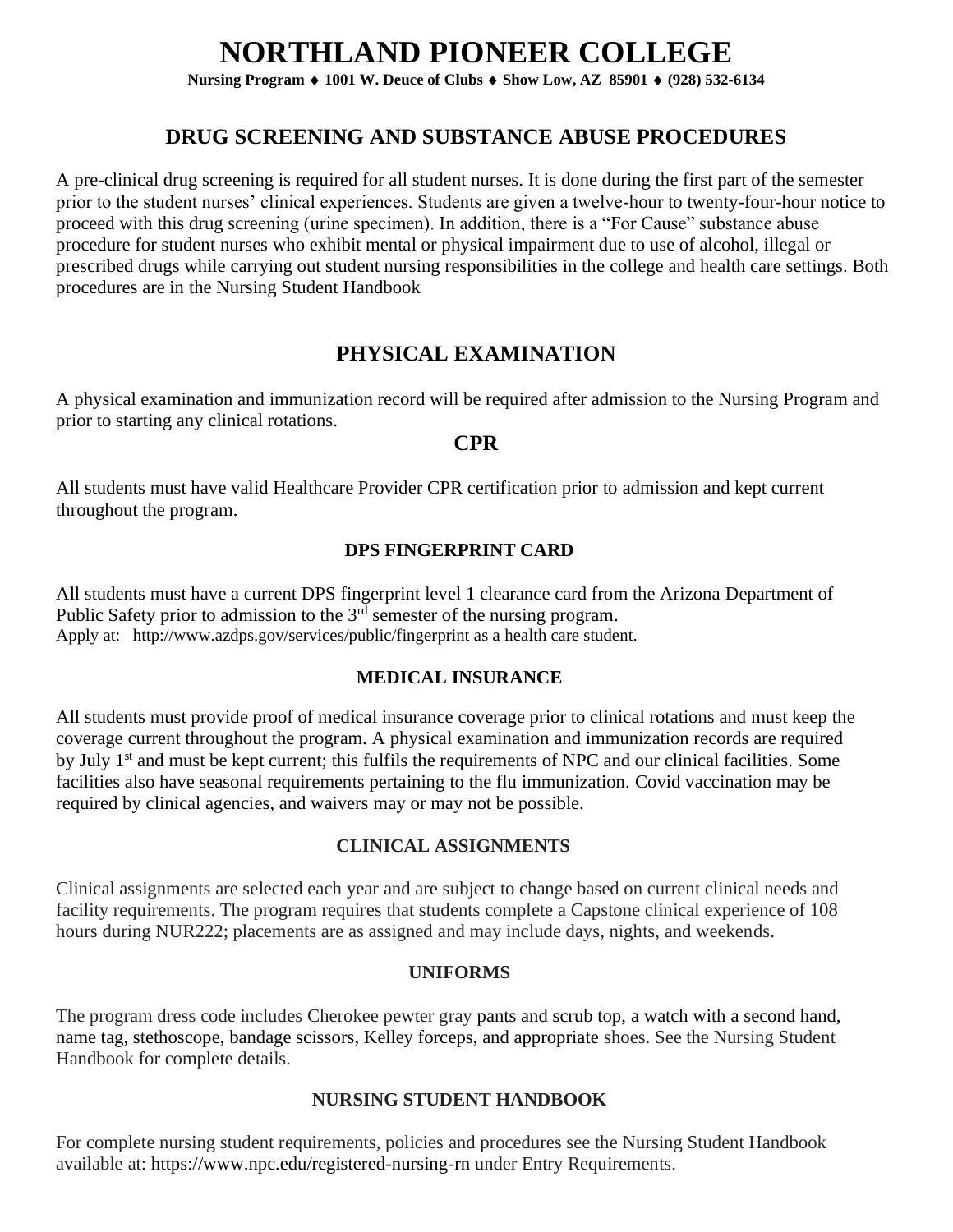# NORTHLAND PIONEER COLLEGE

**Nursing Program ♦ 1001 W. Deuce of Clubs ♦ Show Low, AZ 85901 ♦ (928) 532-6134**

## DRUG SCREENING AND SUBSTANCE ABUSE PROCEDURES

A pre-clinical drug screening is required for all student nurses. It is done during the first part of the semester prior to the student nurses' clinical experiences. Students are given a twelve-hour to twenty-four-hour notice to proceed with this drug screening (urine specimen). In addition, there is a "For Cause" substance abuse procedure for student nurses who exhibit mental or physical impairment due to use of alcohol, illegal or prescribed drugs while carrying out student nursing responsibilities in the college and health care settings. Both procedures are in the Nursing Student Handbook

## PHYSICAL EXAMINATION

A physical examination and immunization record will be required after admission to the Nursing Program and prior to starting any clinical rotations.

## CPR

All students must have valid Healthcare Provider CPR certification prior to admission and kept current throughout the program.

### DPS FINGERPRINT CARD

All students must have a current DPS fingerprint level 1 clearance card from the Arizona Department of Public Safety prior to admission to the 3rd semester of the nursing program.
Apply at: http://www.azdps.gov/services/public/fingerprint as a health care student.

### MEDICAL INSURANCE

All students must provide proof of medical insurance coverage prior to clinical rotations and must keep the coverage current throughout the program. A physical examination and immunization records are required by July 1st and must be kept current; this fulfils the requirements of NPC and our clinical facilities. Some facilities also have seasonal requirements pertaining to the flu immunization. Covid vaccination may be required by clinical agencies, and waivers may or may not be possible.

### CLINICAL ASSIGNMENTS

Clinical assignments are selected each year and are subject to change based on current clinical needs and facility requirements. The program requires that students complete a Capstone clinical experience of 108 hours during NUR222; placements are as assigned and may include days, nights, and weekends.

### UNIFORMS

The program dress code includes Cherokee pewter gray pants and scrub top, a watch with a second hand, name tag, stethoscope, bandage scissors, Kelley forceps, and appropriate shoes. See the Nursing Student Handbook for complete details.

### NURSING STUDENT HANDBOOK

For complete nursing student requirements, policies and procedures see the Nursing Student Handbook available at: https://www.npc.edu/registered-nursing-rn under Entry Requirements.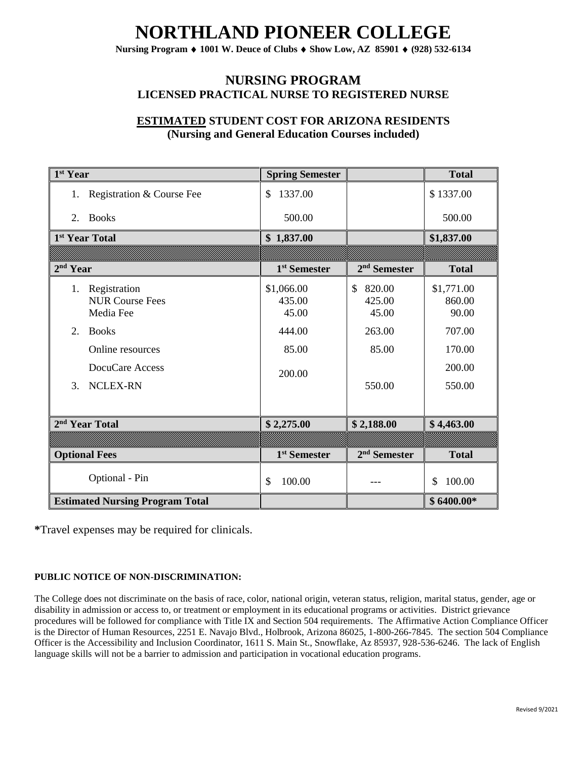# NORTHLAND PIONEER COLLEGE

**Nursing Program ♦ 1001 W. Deuce of Clubs ♦ Show Low, AZ 85901 ♦ (928) 532-6134**

## NURSING PROGRAM
### LICENSED PRACTICAL NURSE TO REGISTERED NURSE

### ESTIMATED STUDENT COST FOR ARIZONA RESIDENTS
**(Nursing and General Education Courses included)**

| 1st Year | Spring Semester | | Total |
|---|---|---|---|
| 1. Registration & Course Fee | $ 1337.00 | | $ 1337.00 |
| 2. Books | 500.00 | | 500.00 |
| **1st Year Total** | **$ 1,837.00** | | **$1,837.00** |
| **2nd Year** | **1st Semester** | **2nd Semester** | **Total** |
| 1. Registration | $1,066.00 | $ 820.00 | $1,771.00 |
| NUR Course Fees | 435.00 | 425.00 | 860.00 |
| Media Fee | 45.00 | 45.00 | 90.00 |
| 2. Books | 444.00 | 263.00 | 707.00 |
| Online resources | 85.00 | 85.00 | 170.00 |
| DocuCare Access | 200.00 | | 200.00 |
| 3. NCLEX-RN | | 550.00 | 550.00 |
| **2nd Year Total** | **$ 2,275.00** | **$ 2,188.00** | **$ 4,463.00** |
| **Optional Fees** | **1st Semester** | **2nd Semester** | **Total** |
| Optional - Pin | $ 100.00 | --- | $ 100.00 |
| **Estimated Nursing Program Total** | | | **$ 6400.00*** |

**\***Travel expenses may be required for clinicals.

**PUBLIC NOTICE OF NON-DISCRIMINATION:**

The College does not discriminate on the basis of race, color, national origin, veteran status, religion, marital status, gender, age or disability in admission or access to, or treatment or employment in its educational programs or activities. District grievance procedures will be followed for compliance with Title IX and Section 504 requirements. The Affirmative Action Compliance Officer is the Director of Human Resources, 2251 E. Navajo Blvd., Holbrook, Arizona 86025, 1-800-266-7845. The section 504 Compliance Officer is the Accessibility and Inclusion Coordinator, 1611 S. Main St., Snowflake, Az 85937, 928-536-6246. The lack of English language skills will not be a barrier to admission and participation in vocational education programs.

Revised 9/2021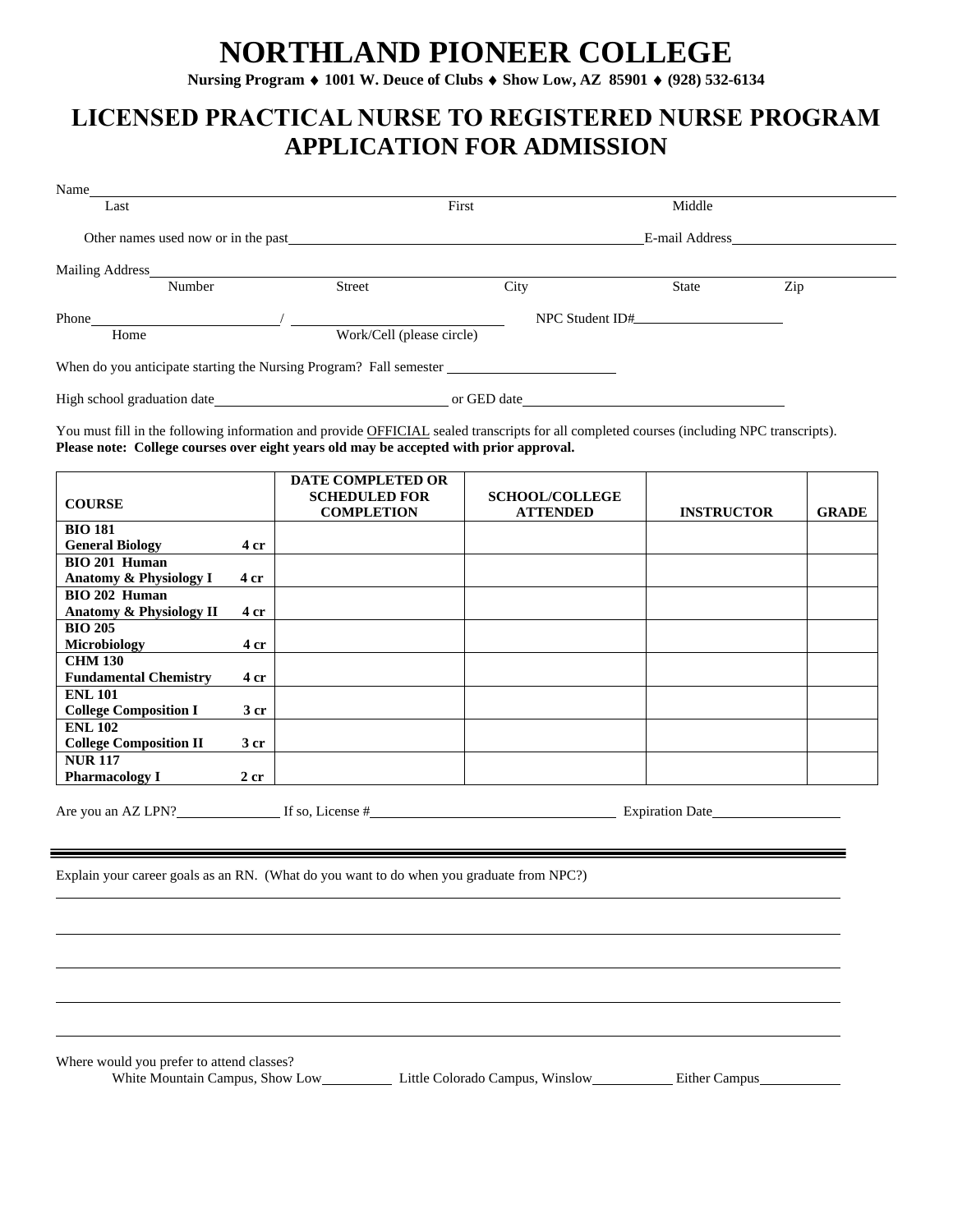# NORTHLAND PIONEER COLLEGE

**Nursing Program ♦ 1001 W. Deuce of Clubs ♦ Show Low, AZ 85901 ♦ (928) 532-6134**

# LICENSED PRACTICAL NURSE TO REGISTERED NURSE PROGRAM APPLICATION FOR ADMISSION

Name______________________________________________________________________________
Last First Middle

Other names used now or in the past________________________________E-mail Address________________

Mailing Address_____________________________________________________________________
Number Street City State Zip

Phone____________________/ ____________________ NPC Student ID#________________
Home Work/Cell (please circle)

When do you anticipate starting the Nursing Program? Fall semester ________________

High school graduation date______________________ or GED date__________________________

You must fill in the following information and provide OFFICIAL sealed transcripts for all completed courses (including NPC transcripts).
**Please note: College courses over eight years old may be accepted with prior approval.**

| COURSE | DATE COMPLETED OR SCHEDULED FOR COMPLETION | SCHOOL/COLLEGE ATTENDED | INSTRUCTOR | GRADE |
|---|---|---|---|---|
| **BIO 181 General Biology 4 cr** | | | | |
| **BIO 201 Human Anatomy & Physiology I 4 cr** | | | | |
| **BIO 202 Human Anatomy & Physiology II 4 cr** | | | | |
| **BIO 205 Microbiology 4 cr** | | | | |
| **CHM 130 Fundamental Chemistry 4 cr** | | | | |
| **ENL 101 College Composition I 3 cr** | | | | |
| **ENL 102 College Composition II 3 cr** | | | | |
| **NUR 117 Pharmacology I 2 cr** | | | | |

Are you an AZ LPN?____________ If so, License #__________________________ Expiration Date______________

---

Explain your career goals as an RN. (What do you want to do when you graduate from NPC?)

______________________________________________________________________________

______________________________________________________________________________

______________________________________________________________________________

______________________________________________________________________________

______________________________________________________________________________

Where would you prefer to attend classes?
White Mountain Campus, Show Low________ Little Colorado Campus, Winslow_________ Either Campus_________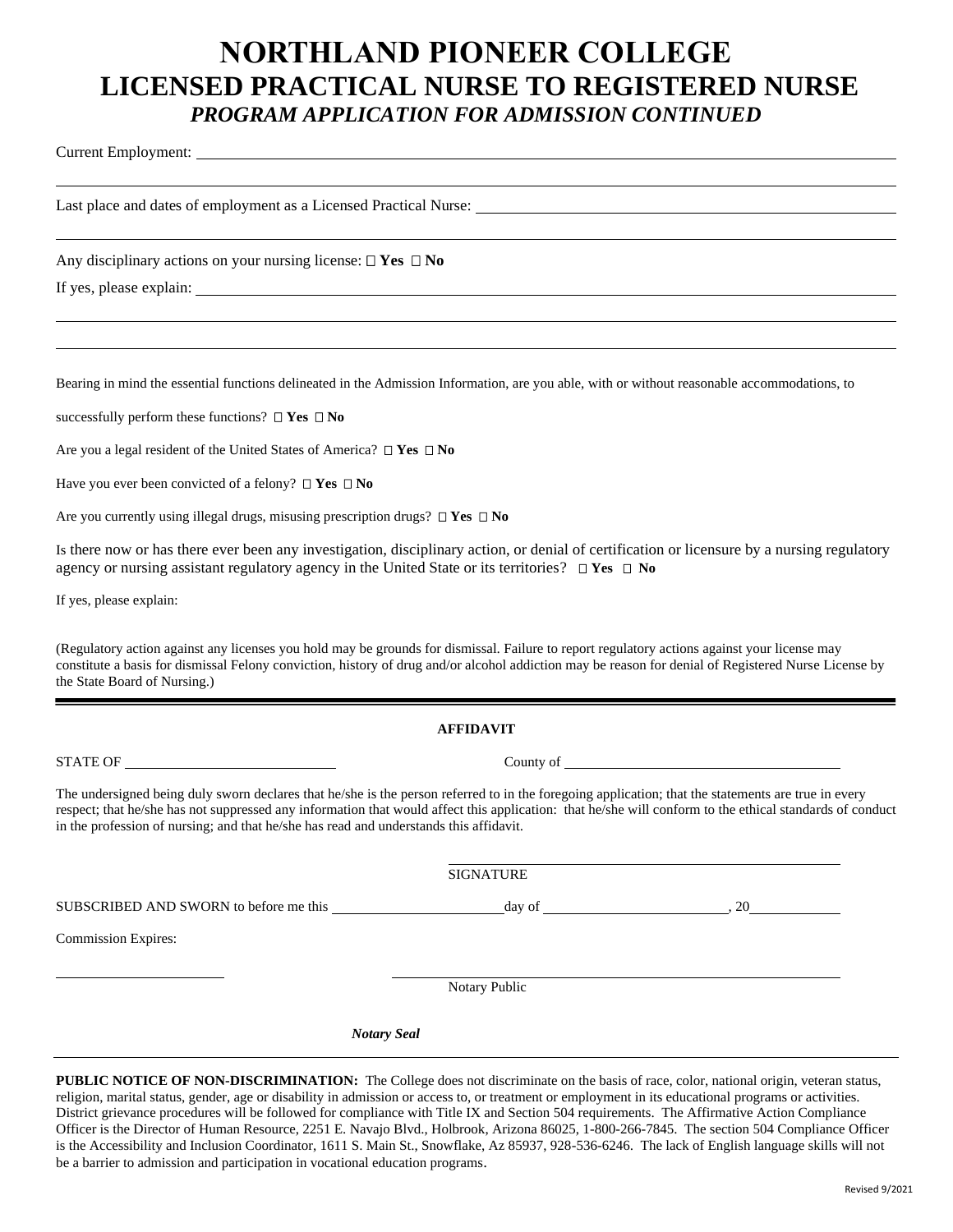# NORTHLAND PIONEER COLLEGE

## LICENSED PRACTICAL NURSE TO REGISTERED NURSE

### *PROGRAM APPLICATION FOR ADMISSION CONTINUED*

Current Employment: ______________________________________________________________________________

______________________________________________________________________________

Last place and dates of employment as a Licensed Practical Nurse: ______________________________________________

______________________________________________________________________________

Any disciplinary actions on your nursing license: ☐ **Yes** ☐ **No**

If yes, please explain: ______________________________________________________________________

______________________________________________________________________________

______________________________________________________________________________

Bearing in mind the essential functions delineated in the Admission Information, are you able, with or without reasonable accommodations, to successfully perform these functions? ☐ **Yes** ☐ **No**

Are you a legal resident of the United States of America? ☐ **Yes** ☐ **No**

Have you ever been convicted of a felony? ☐ **Yes** ☐ **No**

Are you currently using illegal drugs, misusing prescription drugs? ☐ **Yes** ☐ **No**

Is there now or has there ever been any investigation, disciplinary action, or denial of certification or licensure by a nursing regulatory agency or nursing assistant regulatory agency in the United State or its territories? ☐ **Yes** ☐ **No**

If yes, please explain:

(Regulatory action against any licenses you hold may be grounds for dismissal. Failure to report regulatory actions against your license may constitute a basis for dismissal Felony conviction, history of drug and/or alcohol addiction may be reason for denial of Registered Nurse License by the State Board of Nursing.)

---

**AFFIDAVIT**

STATE OF ______________________ County of ______________________________

The undersigned being duly sworn declares that he/she is the person referred to in the foregoing application; that the statements are true in every respect; that he/she has not suppressed any information that would affect this application: that he/she will conform to the ethical standards of conduct in the profession of nursing; and that he/she has read and understands this affidavit.

______________________________________
SIGNATURE

SUBSCRIBED AND SWORN to before me this __________________ day of ____________________, 20__________

Commission Expires:

__________________ ______________________________________
Notary Public

***Notary Seal***

---

**PUBLIC NOTICE OF NON-DISCRIMINATION:** The College does not discriminate on the basis of race, color, national origin, veteran status, religion, marital status, gender, age or disability in admission or access to, or treatment or employment in its educational programs or activities. District grievance procedures will be followed for compliance with Title IX and Section 504 requirements. The Affirmative Action Compliance Officer is the Director of Human Resource, 2251 E. Navajo Blvd., Holbrook, Arizona 86025, 1-800-266-7845. The section 504 Compliance Officer is the Accessibility and Inclusion Coordinator, 1611 S. Main St., Snowflake, Az 85937, 928-536-6246. The lack of English language skills will not be a barrier to admission and participation in vocational education programs.

Revised 9/2021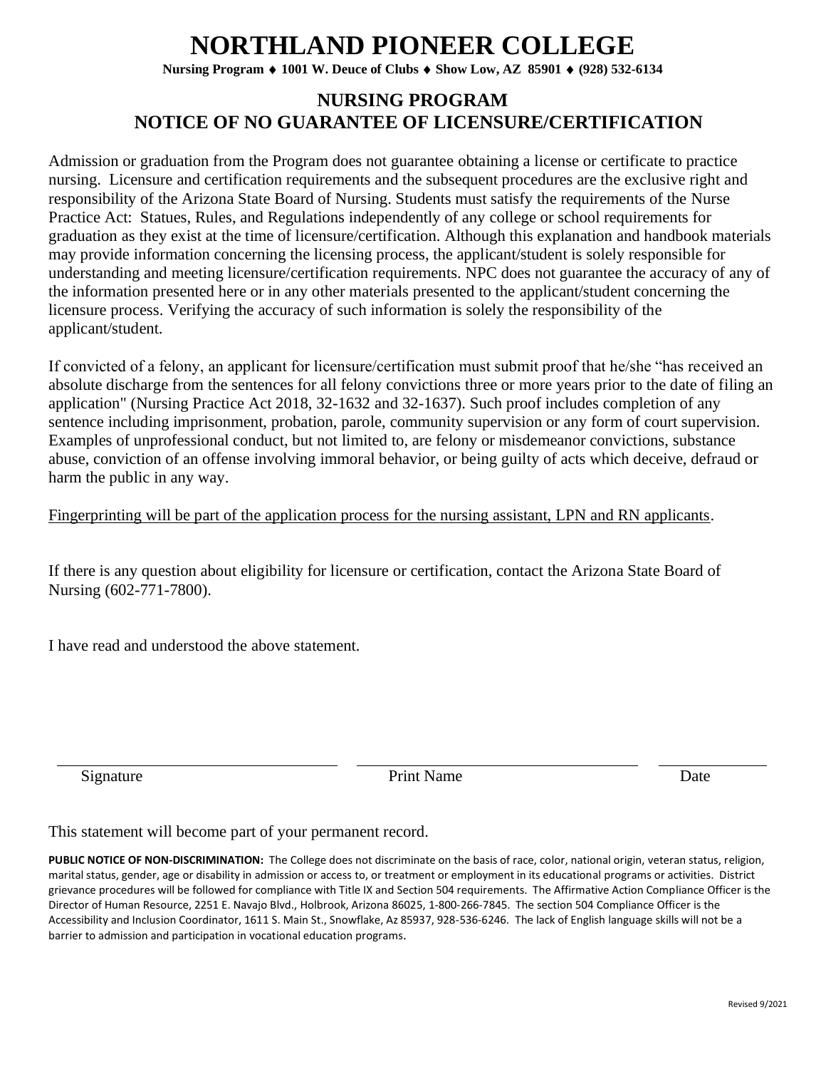# NORTHLAND PIONEER COLLEGE

**Nursing Program ♦ 1001 W. Deuce of Clubs ♦ Show Low, AZ 85901 ♦ (928) 532-6134**

## NURSING PROGRAM
## NOTICE OF NO GUARANTEE OF LICENSURE/CERTIFICATION

Admission or graduation from the Program does not guarantee obtaining a license or certificate to practice nursing. Licensure and certification requirements and the subsequent procedures are the exclusive right and responsibility of the Arizona State Board of Nursing. Students must satisfy the requirements of the Nurse Practice Act: Statues, Rules, and Regulations independently of any college or school requirements for graduation as they exist at the time of licensure/certification. Although this explanation and handbook materials may provide information concerning the licensing process, the applicant/student is solely responsible for understanding and meeting licensure/certification requirements. NPC does not guarantee the accuracy of any of the information presented here or in any other materials presented to the applicant/student concerning the licensure process. Verifying the accuracy of such information is solely the responsibility of the applicant/student.

If convicted of a felony, an applicant for licensure/certification must submit proof that he/she "has received an absolute discharge from the sentences for all felony convictions three or more years prior to the date of filing an application" (Nursing Practice Act 2018, 32-1632 and 32-1637). Such proof includes completion of any sentence including imprisonment, probation, parole, community supervision or any form of court supervision. Examples of unprofessional conduct, but not limited to, are felony or misdemeanor convictions, substance abuse, conviction of an offense involving immoral behavior, or being guilty of acts which deceive, defraud or harm the public in any way.

<u>Fingerprinting will be part of the application process for the nursing assistant, LPN and RN applicants</u>.

If there is any question about eligibility for licensure or certification, contact the Arizona State Board of Nursing (602-771-7800).

I have read and understood the above statement.

| ______________________________ | ______________________________ | ____________ |
|---|---|---|
| Signature | Print Name | Date |

This statement will become part of your permanent record.

**PUBLIC NOTICE OF NON-DISCRIMINATION:** The College does not discriminate on the basis of race, color, national origin, veteran status, religion, marital status, gender, age or disability in admission or access to, or treatment or employment in its educational programs or activities. District grievance procedures will be followed for compliance with Title IX and Section 504 requirements. The Affirmative Action Compliance Officer is the Director of Human Resource, 2251 E. Navajo Blvd., Holbrook, Arizona 86025, 1-800-266-7845. The section 504 Compliance Officer is the Accessibility and Inclusion Coordinator, 1611 S. Main St., Snowflake, Az 85937, 928-536-6246. The lack of English language skills will not be a barrier to admission and participation in vocational education programs.

Revised 9/2021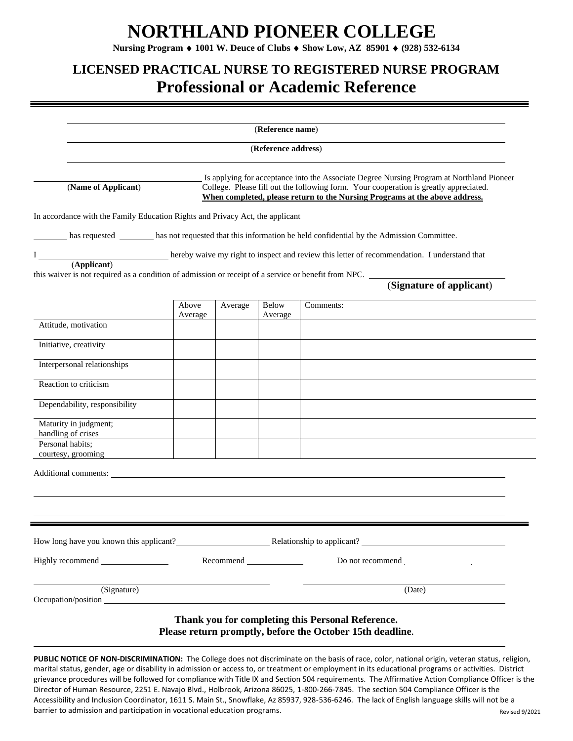# NORTHLAND PIONEER COLLEGE

**Nursing Program ♦ 1001 W. Deuce of Clubs ♦ Show Low, AZ 85901 ♦ (928) 532-6134**

## LICENSED PRACTICAL NURSE TO REGISTERED NURSE PROGRAM

## Professional or Academic Reference

______________________________________________________________________

(**Reference name**)

______________________________________________________________________

(**Reference address**)

______________________________________________________________________

______________________________ Is applying for acceptance into the Associate Degree Nursing Program at Northland Pioneer College. Please fill out the following form. Your cooperation is greatly appreciated. **When completed, please return to the Nursing Programs at the above address.**

(**Name of Applicant**)

In accordance with the Family Education Rights and Privacy Act, the applicant

________ has requested ________ has not requested that this information be held confidential by the Admission Committee.

I ______________________________ hereby waive my right to inspect and review this letter of recommendation. I understand that
(**Applicant**)

this waiver is not required as a condition of admission or receipt of a service or benefit from NPC. ______________________________

(**Signature of applicant**)

| | Above Average | Average | Below Average | Comments: |
|---|---|---|---|---|
| Attitude, motivation | | | | |
| Initiative, creativity | | | | |
| Interpersonal relationships | | | | |
| Reaction to criticism | | | | |
| Dependability, responsibility | | | | |
| Maturity in judgment; handling of crises | | | | |
| Personal habits; courtesy, grooming | | | | |

Additional comments: ______________________________________________________________________

______________________________________________________________________

______________________________________________________________________

How long have you known this applicant? ____________________ Relationship to applicant? ______________________________

Highly recommend ______________ Recommend ____________ Do not recommend ______________

______________________________ ______________________________
(Signature) (Date)

Occupation/position ______________________________________________________________________

**Thank you for completing this Personal Reference.**
**Please return promptly, before the October 15th deadline.**

**PUBLIC NOTICE OF NON-DISCRIMINATION:** The College does not discriminate on the basis of race, color, national origin, veteran status, religion, marital status, gender, age or disability in admission or access to, or treatment or employment in its educational programs or activities. District grievance procedures will be followed for compliance with Title IX and Section 504 requirements. The Affirmative Action Compliance Officer is the Director of Human Resource, 2251 E. Navajo Blvd., Holbrook, Arizona 86025, 1-800-266-7845. The section 504 Compliance Officer is the Accessibility and Inclusion Coordinator, 1611 S. Main St., Snowflake, Az 85937, 928-536-6246. The lack of English language skills will not be a barrier to admission and participation in vocational education programs.

Revised 9/2021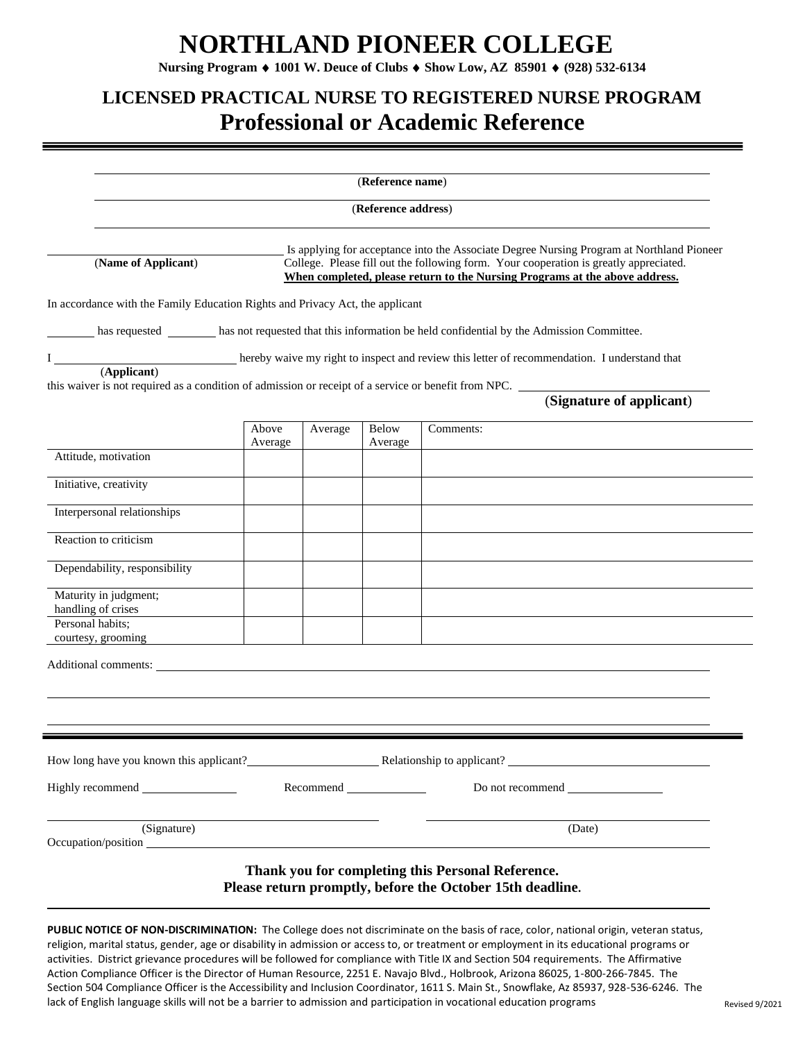# NORTHLAND PIONEER COLLEGE

**Nursing Program ♦ 1001 W. Deuce of Clubs ♦ Show Low, AZ 85901 ♦ (928) 532-6134**

## LICENSED PRACTICAL NURSE TO REGISTERED NURSE PROGRAM

## Professional or Academic Reference

---

______________________________________________
(**Reference name**)

______________________________________________
(**Reference address**)

______________________________________________

______________________ Is applying for acceptance into the Associate Degree Nursing Program at Northland Pioneer College. Please fill out the following form. Your cooperation is greatly appreciated.
(**Name of Applicant**)

**When completed, please return to the Nursing Programs at the above address.**

In accordance with the Family Education Rights and Privacy Act, the applicant

________ has requested ________ has not requested that this information be held confidential by the Admission Committee.

I ______________________ hereby waive my right to inspect and review this letter of recommendation. I understand that
(**Applicant**)

this waiver is not required as a condition of admission or receipt of a service or benefit from NPC. ______________________
(**Signature of applicant**)

| | Above Average | Average | Below Average | Comments: |
|---|---|---|---|---|
| Attitude, motivation | | | | |
| Initiative, creativity | | | | |
| Interpersonal relationships | | | | |
| Reaction to criticism | | | | |
| Dependability, responsibility | | | | |
| Maturity in judgment; handling of crises | | | | |
| Personal habits; courtesy, grooming | | | | |

Additional comments: ______________________________________________

______________________________________________

______________________________________________

---

How long have you known this applicant? ______________ Relationship to applicant? ______________

Highly recommend ____________ Recommend ____________ Do not recommend ____________

______________________ ______________________
(Signature) (Date)

Occupation/position ______________________________________________

**Thank you for completing this Personal Reference.**
**Please return promptly, before the October 15th deadline.**

---

**PUBLIC NOTICE OF NON-DISCRIMINATION:** The College does not discriminate on the basis of race, color, national origin, veteran status, religion, marital status, gender, age or disability in admission or access to, or treatment or employment in its educational programs or activities. District grievance procedures will be followed for compliance with Title IX and Section 504 requirements. The Affirmative Action Compliance Officer is the Director of Human Resource, 2251 E. Navajo Blvd., Holbrook, Arizona 86025, 1-800-266-7845. The Section 504 Compliance Officer is the Accessibility and Inclusion Coordinator, 1611 S. Main St., Snowflake, Az 85937, 928-536-6246. The lack of English language skills will not be a barrier to admission and participation in vocational education programs

Revised 9/2021